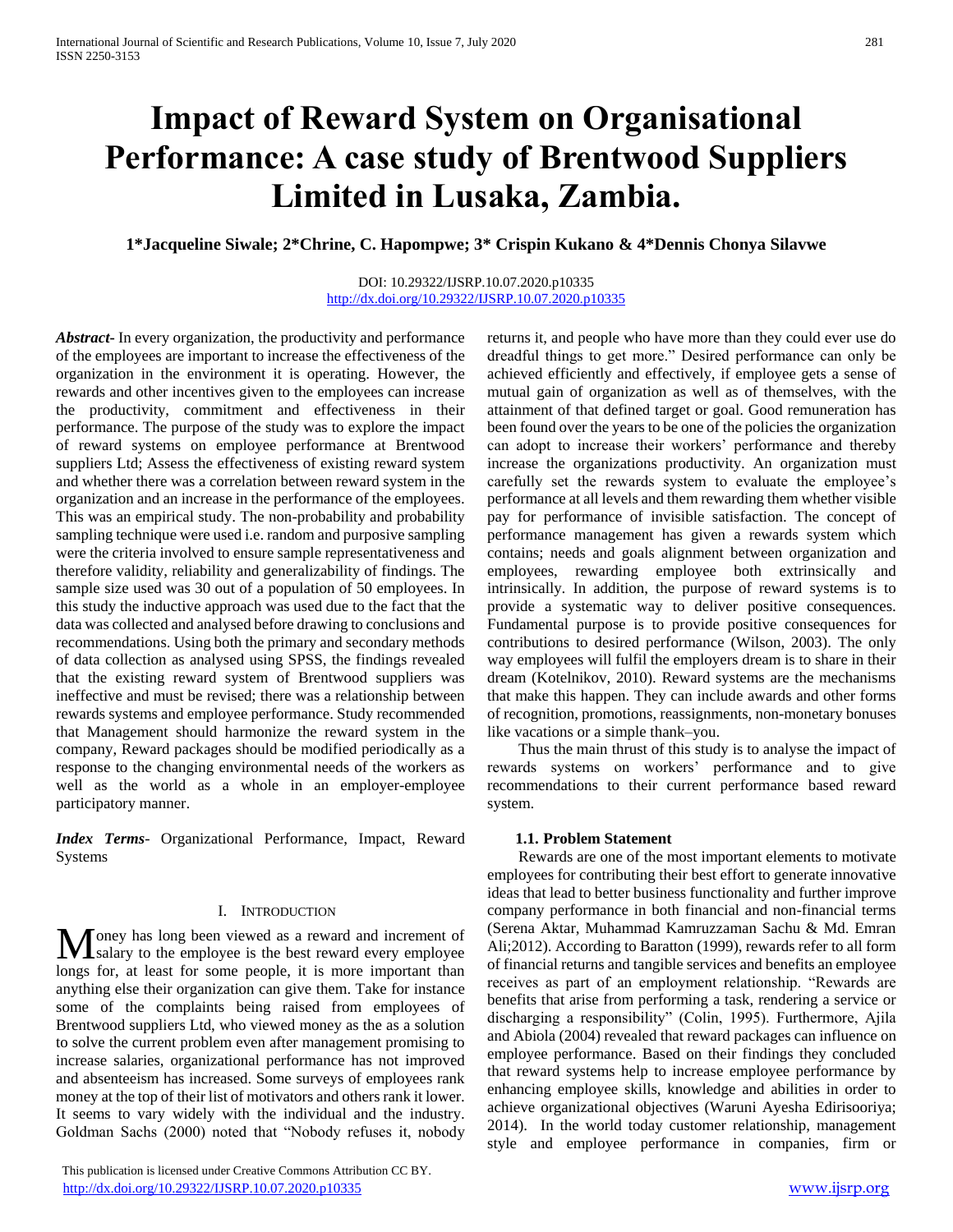# Impact of Reward System on Organisational Performance: A case study of Brentwood Suppliers Limited in Lusaka, Zambia.

**1*Jacqueline Siwale; 2*Chrine, C. Hapompwe; 3* Crispin Kukano & 4*Dennis Chonya Silavwe**

DOI: 10.29322/IJSRP.10.07.2020.p10335
http://dx.doi.org/10.29322/IJSRP.10.07.2020.p10335

***Abstract***- In every organization, the productivity and performance of the employees are important to increase the effectiveness of the organization in the environment it is operating. However, the rewards and other incentives given to the employees can increase the productivity, commitment and effectiveness in their performance. The purpose of the study was to explore the impact of reward systems on employee performance at Brentwood suppliers Ltd; Assess the effectiveness of existing reward system and whether there was a correlation between reward system in the organization and an increase in the performance of the employees. This was an empirical study. The non-probability and probability sampling technique were used i.e. random and purposive sampling were the criteria involved to ensure sample representativeness and therefore validity, reliability and generalizability of findings. The sample size used was 30 out of a population of 50 employees. In this study the inductive approach was used due to the fact that the data was collected and analysed before drawing to conclusions and recommendations. Using both the primary and secondary methods of data collection as analysed using SPSS, the findings revealed that the existing reward system of Brentwood suppliers was ineffective and must be revised; there was a relationship between rewards systems and employee performance. Study recommended that Management should harmonize the reward system in the company, Reward packages should be modified periodically as a response to the changing environmental needs of the workers as well as the world as a whole in an employer-employee participatory manner.

***Index Terms***- Organizational Performance, Impact, Reward Systems

## I. Introduction

Money has long been viewed as a reward and increment of salary to the employee is the best reward every employee longs for, at least for some people, it is more important than anything else their organization can give them. Take for instance some of the complaints being raised from employees of Brentwood suppliers Ltd, who viewed money as the as a solution to solve the current problem even after management promising to increase salaries, organizational performance has not improved and absenteeism has increased. Some surveys of employees rank money at the top of their list of motivators and others rank it lower. It seems to vary widely with the individual and the industry. Goldman Sachs (2000) noted that "Nobody refuses it, nobody returns it, and people who have more than they could ever use do dreadful things to get more." Desired performance can only be achieved efficiently and effectively, if employee gets a sense of mutual gain of organization as well as of themselves, with the attainment of that defined target or goal. Good remuneration has been found over the years to be one of the policies the organization can adopt to increase their workers' performance and thereby increase the organizations productivity. An organization must carefully set the rewards system to evaluate the employee's performance at all levels and them rewarding them whether visible pay for performance of invisible satisfaction. The concept of performance management has given a rewards system which contains; needs and goals alignment between organization and employees, rewarding employee both extrinsically and intrinsically. In addition, the purpose of reward systems is to provide a systematic way to deliver positive consequences. Fundamental purpose is to provide positive consequences for contributions to desired performance (Wilson, 2003). The only way employees will fulfil the employers dream is to share in their dream (Kotelnikov, 2010). Reward systems are the mechanisms that make this happen. They can include awards and other forms of recognition, promotions, reassignments, non-monetary bonuses like vacations or a simple thank–you.

Thus the main thrust of this study is to analyse the impact of rewards systems on workers' performance and to give recommendations to their current performance based reward system.

### 1.1. Problem Statement

Rewards are one of the most important elements to motivate employees for contributing their best effort to generate innovative ideas that lead to better business functionality and further improve company performance in both financial and non-financial terms (Serena Aktar, Muhammad Kamruzzaman Sachu & Md. Emran Ali;2012). According to Baratton (1999), rewards refer to all form of financial returns and tangible services and benefits an employee receives as part of an employment relationship. "Rewards are benefits that arise from performing a task, rendering a service or discharging a responsibility" (Colin, 1995). Furthermore, Ajila and Abiola (2004) revealed that reward packages can influence on employee performance. Based on their findings they concluded that reward systems help to increase employee performance by enhancing employee skills, knowledge and abilities in order to achieve organizational objectives (Waruni Ayesha Edirisooriya; 2014). In the world today customer relationship, management style and employee performance in companies, firm or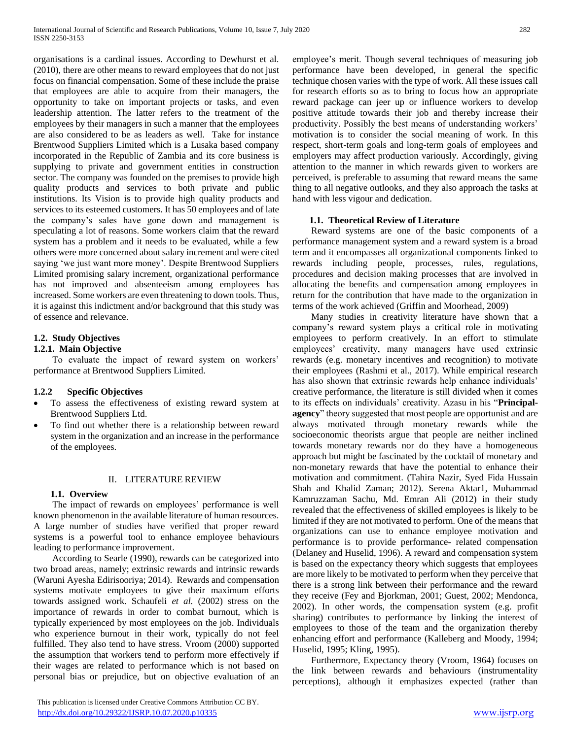organisations is a cardinal issues. According to Dewhurst et al. (2010), there are other means to reward employees that do not just focus on financial compensation. Some of these include the praise that employees are able to acquire from their managers, the opportunity to take on important projects or tasks, and even leadership attention. The latter refers to the treatment of the employees by their managers in such a manner that the employees are also considered to be as leaders as well. Take for instance Brentwood Suppliers Limited which is a Lusaka based company incorporated in the Republic of Zambia and its core business is supplying to private and government entities in construction sector. The company was founded on the premises to provide high quality products and services to both private and public institutions. Its Vision is to provide high quality products and services to its esteemed customers. It has 50 employees and of late the company's sales have gone down and management is speculating a lot of reasons. Some workers claim that the reward system has a problem and it needs to be evaluated, while a few others were more concerned about salary increment and were cited saying 'we just want more money'. Despite Brentwood Suppliers Limited promising salary increment, organizational performance has not improved and absenteeism among employees has increased. Some workers are even threatening to down tools. Thus, it is against this indictment and/or background that this study was of essence and relevance.

### 1.2. Study Objectives

#### 1.2.1. Main Objective

To evaluate the impact of reward system on workers' performance at Brentwood Suppliers Limited.

#### 1.2.2 Specific Objectives

- To assess the effectiveness of existing reward system at Brentwood Suppliers Ltd.
- To find out whether there is a relationship between reward system in the organization and an increase in the performance of the employees.

## II. LITERATURE REVIEW

### 1.1. Overview

The impact of rewards on employees' performance is well known phenomenon in the available literature of human resources. A large number of studies have verified that proper reward systems is a powerful tool to enhance employee behaviours leading to performance improvement.

According to Searle (1990), rewards can be categorized into two broad areas, namely; extrinsic rewards and intrinsic rewards (Waruni Ayesha Edirisooriya; 2014). Rewards and compensation systems motivate employees to give their maximum efforts towards assigned work. Schaufeli *et al.* (2002) stress on the importance of rewards in order to combat burnout, which is typically experienced by most employees on the job. Individuals who experience burnout in their work, typically do not feel fulfilled. They also tend to have stress. Vroom (2000) supported the assumption that workers tend to perform more effectively if their wages are related to performance which is not based on personal bias or prejudice, but on objective evaluation of an employee's merit. Though several techniques of measuring job performance have been developed, in general the specific technique chosen varies with the type of work. All these issues call for research efforts so as to bring to focus how an appropriate reward package can jeer up or influence workers to develop positive attitude towards their job and thereby increase their productivity. Possibly the best means of understanding workers' motivation is to consider the social meaning of work. In this respect, short-term goals and long-term goals of employees and employers may affect production variously. Accordingly, giving attention to the manner in which rewards given to workers are perceived, is preferable to assuming that reward means the same thing to all negative outlooks, and they also approach the tasks at hand with less vigour and dedication.

### 1.1. Theoretical Review of Literature

Reward systems are one of the basic components of a performance management system and a reward system is a broad term and it encompasses all organizational components linked to rewards including people, processes, rules, regulations, procedures and decision making processes that are involved in allocating the benefits and compensation among employees in return for the contribution that have made to the organization in terms of the work achieved (Griffin and Moorhead, 2009)

Many studies in creativity literature have shown that a company's reward system plays a critical role in motivating employees to perform creatively. In an effort to stimulate employees' creativity, many managers have used extrinsic rewards (e.g. monetary incentives and recognition) to motivate their employees (Rashmi et al., 2017). While empirical research has also shown that extrinsic rewards help enhance individuals' creative performance, the literature is still divided when it comes to its effects on individuals' creativity. Azasu in his "**Principal-agency**" theory suggested that most people are opportunist and are always motivated through monetary rewards while the socioeconomic theorists argue that people are neither inclined towards monetary rewards nor do they have a homogeneous approach but might be fascinated by the cocktail of monetary and non-monetary rewards that have the potential to enhance their motivation and commitment. (Tahira Nazir, Syed Fida Hussain Shah and Khalid Zaman; 2012). Serena Aktar1, Muhammad Kamruzzaman Sachu, Md. Emran Ali (2012) in their study revealed that the effectiveness of skilled employees is likely to be limited if they are not motivated to perform. One of the means that organizations can use to enhance employee motivation and performance is to provide performance- related compensation (Delaney and Huselid, 1996). A reward and compensation system is based on the expectancy theory which suggests that employees are more likely to be motivated to perform when they perceive that there is a strong link between their performance and the reward they receive (Fey and Bjorkman, 2001; Guest, 2002; Mendonca, 2002). In other words, the compensation system (e.g. profit sharing) contributes to performance by linking the interest of employees to those of the team and the organization thereby enhancing effort and performance (Kalleberg and Moody, 1994; Huselid, 1995; Kling, 1995).

Furthermore, Expectancy theory (Vroom, 1964) focuses on the link between rewards and behaviours (instrumentality perceptions), although it emphasizes expected (rather than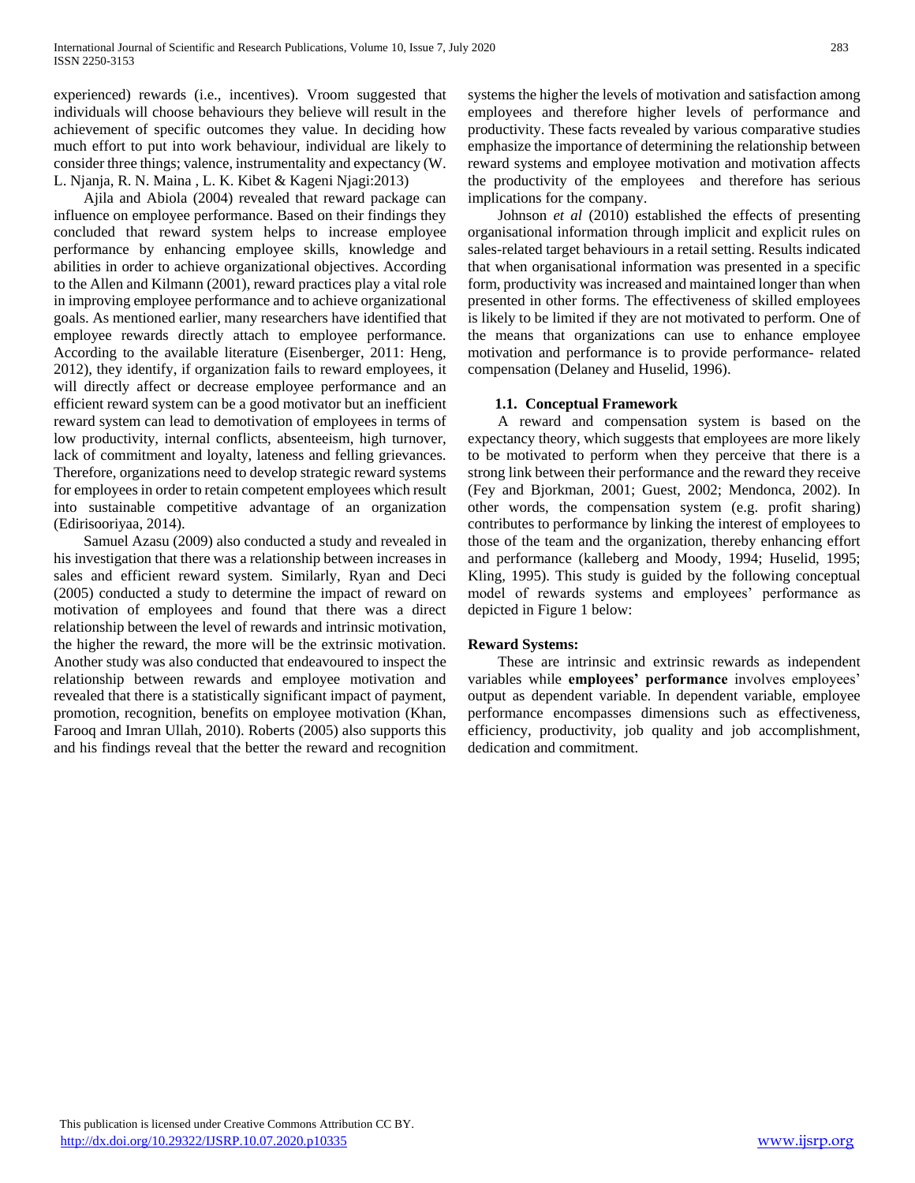experienced) rewards (i.e., incentives). Vroom suggested that individuals will choose behaviours they believe will result in the achievement of specific outcomes they value. In deciding how much effort to put into work behaviour, individual are likely to consider three things; valence, instrumentality and expectancy (W. L. Njanja, R. N. Maina , L. K. Kibet & Kageni Njagi:2013)

Ajila and Abiola (2004) revealed that reward package can influence on employee performance. Based on their findings they concluded that reward system helps to increase employee performance by enhancing employee skills, knowledge and abilities in order to achieve organizational objectives. According to the Allen and Kilmann (2001), reward practices play a vital role in improving employee performance and to achieve organizational goals. As mentioned earlier, many researchers have identified that employee rewards directly attach to employee performance. According to the available literature (Eisenberger, 2011: Heng, 2012), they identify, if organization fails to reward employees, it will directly affect or decrease employee performance and an efficient reward system can be a good motivator but an inefficient reward system can lead to demotivation of employees in terms of low productivity, internal conflicts, absenteeism, high turnover, lack of commitment and loyalty, lateness and felling grievances. Therefore, organizations need to develop strategic reward systems for employees in order to retain competent employees which result into sustainable competitive advantage of an organization (Edirisooriyaa, 2014).

Samuel Azasu (2009) also conducted a study and revealed in his investigation that there was a relationship between increases in sales and efficient reward system. Similarly, Ryan and Deci (2005) conducted a study to determine the impact of reward on motivation of employees and found that there was a direct relationship between the level of rewards and intrinsic motivation, the higher the reward, the more will be the extrinsic motivation. Another study was also conducted that endeavoured to inspect the relationship between rewards and employee motivation and revealed that there is a statistically significant impact of payment, promotion, recognition, benefits on employee motivation (Khan, Farooq and Imran Ullah, 2010). Roberts (2005) also supports this and his findings reveal that the better the reward and recognition systems the higher the levels of motivation and satisfaction among employees and therefore higher levels of performance and productivity. These facts revealed by various comparative studies emphasize the importance of determining the relationship between reward systems and employee motivation and motivation affects the productivity of the employees and therefore has serious implications for the company.

Johnson *et al* (2010) established the effects of presenting organisational information through implicit and explicit rules on sales-related target behaviours in a retail setting. Results indicated that when organisational information was presented in a specific form, productivity was increased and maintained longer than when presented in other forms. The effectiveness of skilled employees is likely to be limited if they are not motivated to perform. One of the means that organizations can use to enhance employee motivation and performance is to provide performance- related compensation (Delaney and Huselid, 1996).

### 1.1. Conceptual Framework

A reward and compensation system is based on the expectancy theory, which suggests that employees are more likely to be motivated to perform when they perceive that there is a strong link between their performance and the reward they receive (Fey and Bjorkman, 2001; Guest, 2002; Mendonca, 2002). In other words, the compensation system (e.g. profit sharing) contributes to performance by linking the interest of employees to those of the team and the organization, thereby enhancing effort and performance (kalleberg and Moody, 1994; Huselid, 1995; Kling, 1995). This study is guided by the following conceptual model of rewards systems and employees' performance as depicted in Figure 1 below:

**Reward Systems:**

These are intrinsic and extrinsic rewards as independent variables while **employees' performance** involves employees' output as dependent variable. In dependent variable, employee performance encompasses dimensions such as effectiveness, efficiency, productivity, job quality and job accomplishment, dedication and commitment.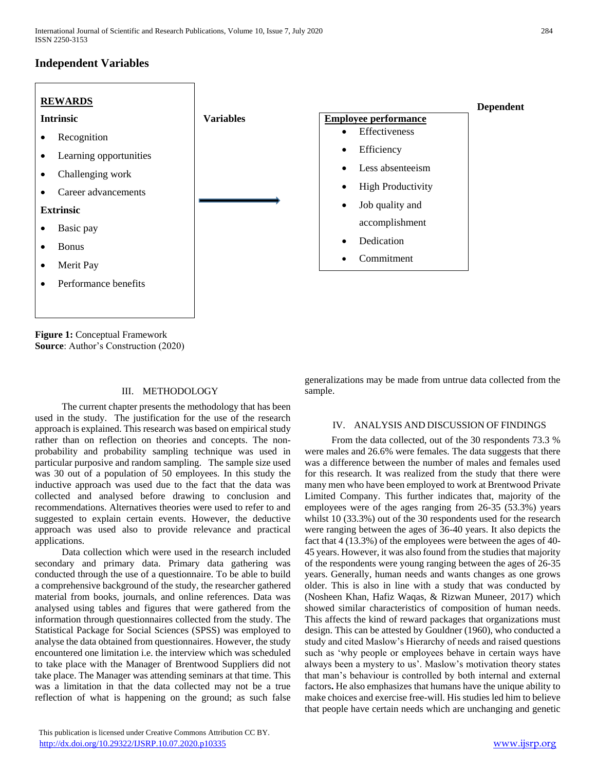## Independent Variables

**REWARDS**

**Intrinsic**

- Recognition
- Learning opportunities
- Challenging work
- Career advancements

**Extrinsic**

- Basic pay
- Bonus
- Merit Pay
- Performance benefits

**Variables** → **Dependent**

**Employee performance**

- Effectiveness
- Efficiency
- Less absenteeism
- High Productivity
- Job quality and accomplishment
- Dedication
- Commitment

**Figure 1:** Conceptual Framework
**Source**: Author's Construction (2020)

## III. METHODOLOGY

The current chapter presents the methodology that has been used in the study. The justification for the use of the research approach is explained. This research was based on empirical study rather than on reflection on theories and concepts. The non-probability and probability sampling technique was used in particular purposive and random sampling. The sample size used was 30 out of a population of 50 employees. In this study the inductive approach was used due to the fact that the data was collected and analysed before drawing to conclusion and recommendations. Alternatives theories were used to refer to and suggested to explain certain events. However, the deductive approach was used also to provide relevance and practical applications.

Data collection which were used in the research included secondary and primary data. Primary data gathering was conducted through the use of a questionnaire. To be able to build a comprehensive background of the study, the researcher gathered material from books, journals, and online references. Data was analysed using tables and figures that were gathered from the information through questionnaires collected from the study. The Statistical Package for Social Sciences (SPSS) was employed to analyse the data obtained from questionnaires. However, the study encountered one limitation i.e. the interview which was scheduled to take place with the Manager of Brentwood Suppliers did not take place. The Manager was attending seminars at that time. This was a limitation in that the data collected may not be a true reflection of what is happening on the ground; as such false generalizations may be made from untrue data collected from the sample.

## IV. ANALYSIS AND DISCUSSION OF FINDINGS

From the data collected, out of the 30 respondents 73.3 % were males and 26.6% were females. The data suggests that there was a difference between the number of males and females used for this research. It was realized from the study that there were many men who have been employed to work at Brentwood Private Limited Company. This further indicates that, majority of the employees were of the ages ranging from 26-35 (53.3%) years whilst 10 (33.3%) out of the 30 respondents used for the research were ranging between the ages of 36-40 years. It also depicts the fact that 4 (13.3%) of the employees were between the ages of 40-45 years. However, it was also found from the studies that majority of the respondents were young ranging between the ages of 26-35 years. Generally, human needs and wants changes as one grows older. This is also in line with a study that was conducted by (Nosheen Khan, Hafiz Waqas, & Rizwan Muneer, 2017) which showed similar characteristics of composition of human needs. This affects the kind of reward packages that organizations must design. This can be attested by Gouldner (1960), who conducted a study and cited Maslow's Hierarchy of needs and raised questions such as 'why people or employees behave in certain ways have always been a mystery to us'. Maslow's motivation theory states that man's behaviour is controlled by both internal and external factors**.** He also emphasizes that humans have the unique ability to make choices and exercise free-will. His studies led him to believe that people have certain needs which are unchanging and genetic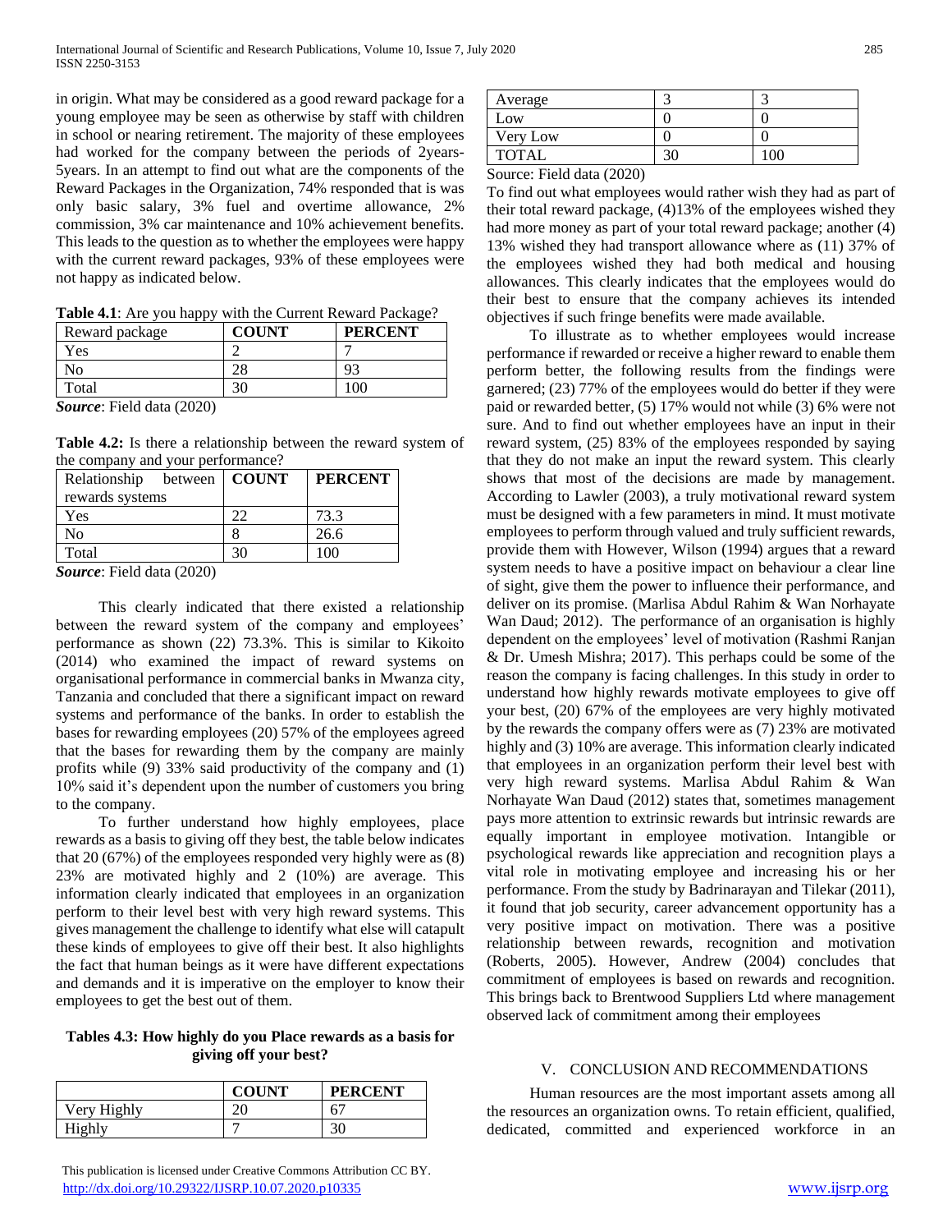in origin. What may be considered as a good reward package for a young employee may be seen as otherwise by staff with children in school or nearing retirement. The majority of these employees had worked for the company between the periods of 2years-5years. In an attempt to find out what are the components of the Reward Packages in the Organization, 74% responded that is was only basic salary, 3% fuel and overtime allowance, 2% commission, 3% car maintenance and 10% achievement benefits. This leads to the question as to whether the employees were happy with the current reward packages, 93% of these employees were not happy as indicated below.

**Table 4.1**: Are you happy with the Current Reward Package?

| Reward package | COUNT | PERCENT |
|---|---|---|
| Yes | 2 | 7 |
| No | 28 | 93 |
| Total | 30 | 100 |

***Source***: Field data (2020)

**Table 4.2:** Is there a relationship between the reward system of the company and your performance?

| Relationship between rewards systems | COUNT | PERCENT |
|---|---|---|
| Yes | 22 | 73.3 |
| No | 8 | 26.6 |
| Total | 30 | 100 |

***Source***: Field data (2020)

This clearly indicated that there existed a relationship between the reward system of the company and employees' performance as shown (22) 73.3%. This is similar to Kikoito (2014) who examined the impact of reward systems on organisational performance in commercial banks in Mwanza city, Tanzania and concluded that there a significant impact on reward systems and performance of the banks. In order to establish the bases for rewarding employees (20) 57% of the employees agreed that the bases for rewarding them by the company are mainly profits while (9) 33% said productivity of the company and (1) 10% said it's dependent upon the number of customers you bring to the company.

To further understand how highly employees, place rewards as a basis to giving off they best, the table below indicates that 20 (67%) of the employees responded very highly were as (8) 23% are motivated highly and 2 (10%) are average. This information clearly indicated that employees in an organization perform to their level best with very high reward systems. This gives management the challenge to identify what else will catapult these kinds of employees to give off their best. It also highlights the fact that human beings as it were have different expectations and demands and it is imperative on the employer to know their employees to get the best out of them.

**Tables 4.3: How highly do you Place rewards as a basis for giving off your best?**

| | COUNT | PERCENT |
|---|---|---|
| Very Highly | 20 | 67 |
| Highly | 7 | 30 |
| Average | 3 | 3 |
| Low | 0 | 0 |
| Very Low | 0 | 0 |
| TOTAL | 30 | 100 |

Source: Field data (2020)

To find out what employees would rather wish they had as part of their total reward package, (4)13% of the employees wished they had more money as part of your total reward package; another (4) 13% wished they had transport allowance where as (11) 37% of the employees wished they had both medical and housing allowances. This clearly indicates that the employees would do their best to ensure that the company achieves its intended objectives if such fringe benefits were made available.

To illustrate as to whether employees would increase performance if rewarded or receive a higher reward to enable them perform better, the following results from the findings were garnered; (23) 77% of the employees would do better if they were paid or rewarded better, (5) 17% would not while (3) 6% were not sure. And to find out whether employees have an input in their reward system, (25) 83% of the employees responded by saying that they do not make an input the reward system. This clearly shows that most of the decisions are made by management. According to Lawler (2003), a truly motivational reward system must be designed with a few parameters in mind. It must motivate employees to perform through valued and truly sufficient rewards, provide them with However, Wilson (1994) argues that a reward system needs to have a positive impact on behaviour a clear line of sight, give them the power to influence their performance, and deliver on its promise. (Marlisa Abdul Rahim & Wan Norhayate Wan Daud; 2012). The performance of an organisation is highly dependent on the employees' level of motivation (Rashmi Ranjan & Dr. Umesh Mishra; 2017). This perhaps could be some of the reason the company is facing challenges. In this study in order to understand how highly rewards motivate employees to give off your best, (20) 67% of the employees are very highly motivated by the rewards the company offers were as (7) 23% are motivated highly and (3) 10% are average. This information clearly indicated that employees in an organization perform their level best with very high reward systems. Marlisa Abdul Rahim & Wan Norhayate Wan Daud (2012) states that, sometimes management pays more attention to extrinsic rewards but intrinsic rewards are equally important in employee motivation. Intangible or psychological rewards like appreciation and recognition plays a vital role in motivating employee and increasing his or her performance. From the study by Badrinarayan and Tilekar (2011), it found that job security, career advancement opportunity has a very positive impact on motivation. There was a positive relationship between rewards, recognition and motivation (Roberts, 2005). However, Andrew (2004) concludes that commitment of employees is based on rewards and recognition. This brings back to Brentwood Suppliers Ltd where management observed lack of commitment among their employees

## V. CONCLUSION AND RECOMMENDATIONS

Human resources are the most important assets among all the resources an organization owns. To retain efficient, qualified, dedicated, committed and experienced workforce in an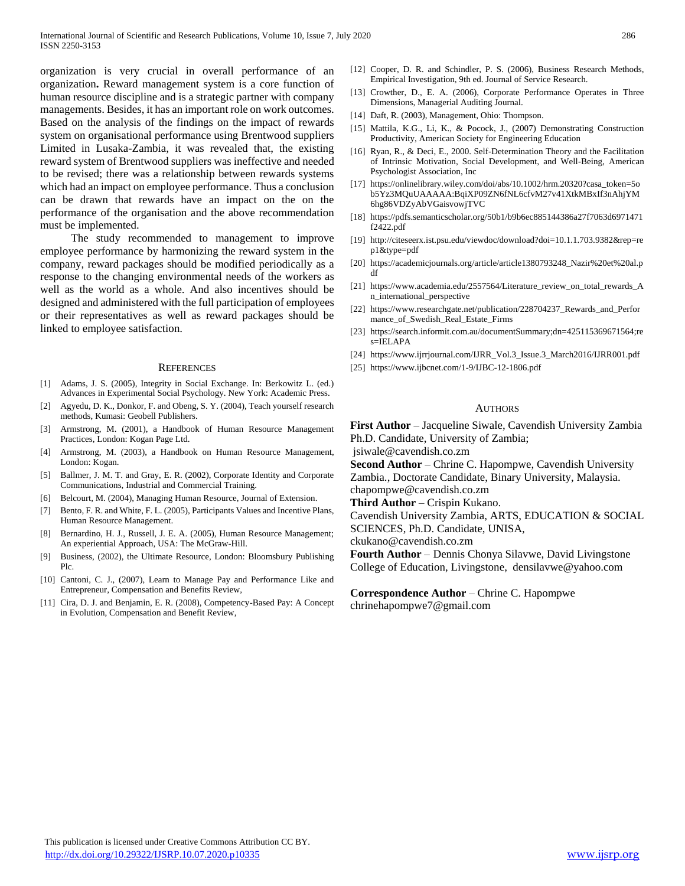organization is very crucial in overall performance of an organization**.** Reward management system is a core function of human resource discipline and is a strategic partner with company managements. Besides, it has an important role on work outcomes. Based on the analysis of the findings on the impact of rewards system on organisational performance using Brentwood suppliers Limited in Lusaka-Zambia, it was revealed that, the existing reward system of Brentwood suppliers was ineffective and needed to be revised; there was a relationship between rewards systems which had an impact on employee performance. Thus a conclusion can be drawn that rewards have an impact on the on the performance of the organisation and the above recommendation must be implemented.

The study recommended to management to improve employee performance by harmonizing the reward system in the company, reward packages should be modified periodically as a response to the changing environmental needs of the workers as well as the world as a whole. And also incentives should be designed and administered with the full participation of employees or their representatives as well as reward packages should be linked to employee satisfaction.

## References

[1] Adams, J. S. (2005), Integrity in Social Exchange. In: Berkowitz L. (ed.) Advances in Experimental Social Psychology. New York: Academic Press.

[2] Agyedu, D. K., Donkor, F. and Obeng, S. Y. (2004), Teach yourself research methods, Kumasi: Geobell Publishers.

[3] Armstrong, M. (2001), a Handbook of Human Resource Management Practices, London: Kogan Page Ltd.

[4] Armstrong, M. (2003), a Handbook on Human Resource Management, London: Kogan.

[5] Ballmer, J. M. T. and Gray, E. R. (2002), Corporate Identity and Corporate Communications, Industrial and Commercial Training.

[6] Belcourt, M. (2004), Managing Human Resource, Journal of Extension.

[7] Bento, F. R. and White, F. L. (2005), Participants Values and Incentive Plans, Human Resource Management.

[8] Bernardino, H. J., Russell, J. E. A. (2005), Human Resource Management; An experiential Approach, USA: The McGraw-Hill.

[9] Business, (2002), the Ultimate Resource, London: Bloomsbury Publishing Plc.

[10] Cantoni, C. J., (2007), Learn to Manage Pay and Performance Like and Entrepreneur, Compensation and Benefits Review,

[11] Cira, D. J. and Benjamin, E. R. (2008), Competency-Based Pay: A Concept in Evolution, Compensation and Benefit Review,

[12] Cooper, D. R. and Schindler, P. S. (2006), Business Research Methods, Empirical Investigation, 9th ed. Journal of Service Research.

[13] Crowther, D., E. A. (2006), Corporate Performance Operates in Three Dimensions, Managerial Auditing Journal.

[14] Daft, R. (2003), Management, Ohio: Thompson.

[15] Mattila, K.G., Li, K., & Pocock, J., (2007) Demonstrating Construction Productivity, American Society for Engineering Education

[16] Ryan, R., & Deci, E., 2000. Self-Determination Theory and the Facilitation of Intrinsic Motivation, Social Development, and Well-Being, American Psychologist Association, Inc

[17] https://onlinelibrary.wiley.com/doi/abs/10.1002/hrm.20320?casa_token=5ob5Yz3MQuUAAAAA:BqiXP09ZN6fNL6cfvM27v41XtkMBxIf3nAhjYM6hg86VDZyAbVGaisvowjTVC

[18] https://pdfs.semanticscholar.org/50b1/b9b6ec885144386a27f7063d6971471f2422.pdf

[19] http://citeseerx.ist.psu.edu/viewdoc/download?doi=10.1.1.703.9382&rep=rep1&type=pdf

[20] https://academicjournals.org/article/article1380793248_Nazir%20et%20al.pdf

[21] https://www.academia.edu/2557564/Literature_review_on_total_rewards_An_international_perspective

[22] https://www.researchgate.net/publication/228704237_Rewards_and_Performance_of_Swedish_Real_Estate_Firms

[23] https://search.informit.com.au/documentSummary;dn=425115369671564;res=IELAPA

[24] https://www.ijrrjournal.com/IJRR_Vol.3_Issue.3_March2016/IJRR001.pdf

[25] https://www.ijbcnet.com/1-9/IJBC-12-1806.pdf

## Authors

**First Author** – Jacqueline Siwale, Cavendish University Zambia Ph.D. Candidate, University of Zambia; jsiwale@cavendish.co.zm

**Second Author** – Chrine C. Hapompwe, Cavendish University Zambia., Doctorate Candidate, Binary University, Malaysia. chapompwe@cavendish.co.zm

**Third Author** – Crispin Kukano. Cavendish University Zambia, ARTS, EDUCATION & SOCIAL SCIENCES, Ph.D. Candidate, UNISA, ckukano@cavendish.co.zm

**Fourth Author** – Dennis Chonya Silavwe, David Livingstone College of Education, Livingstone, densilavwe@yahoo.com

**Correspondence Author** – Chrine C. Hapompwe chrinehapompwe7@gmail.com

This publication is licensed under Creative Commons Attribution CC BY.
http://dx.doi.org/10.29322/IJSRP.10.07.2020.p10335